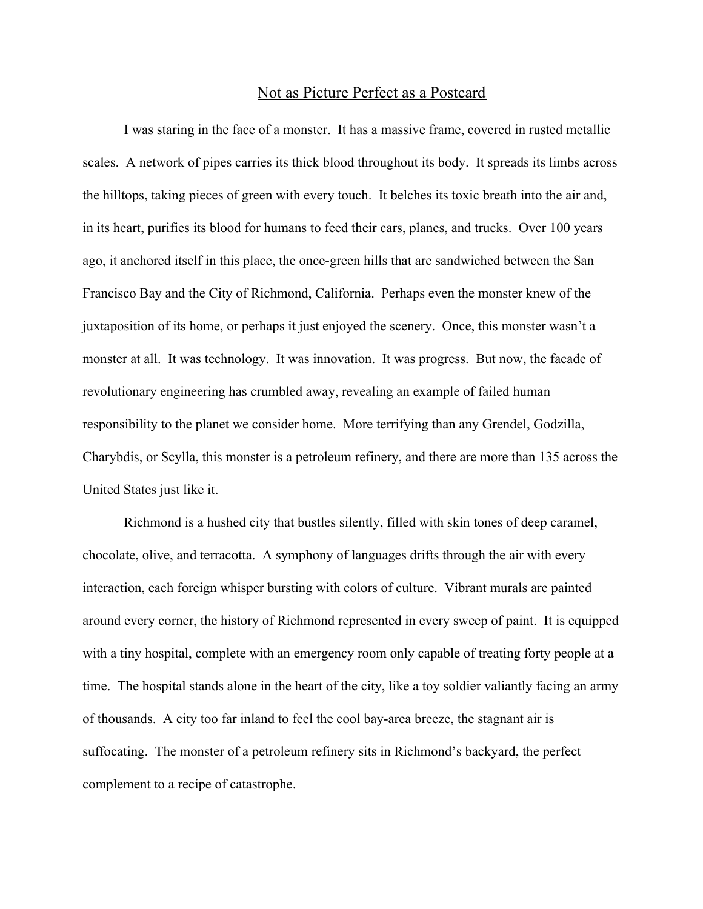# Not as Picture Perfect as a Postcard

I was staring in the face of a monster. It has a massive frame, covered in rusted metallic scales. A network of pipes carries its thick blood throughout its body. It spreads its limbs across the hilltops, taking pieces of green with every touch. It belches its toxic breath into the air and, in its heart, purifies its blood for humans to feed their cars, planes, and trucks. Over 100 years ago, it anchored itself in this place, the once-green hills that are sandwiched between the San Francisco Bay and the City of Richmond, California. Perhaps even the monster knew of the juxtaposition of its home, or perhaps it just enjoyed the scenery. Once, this monster wasn't a monster at all. It was technology. It was innovation. It was progress. But now, the facade of revolutionary engineering has crumbled away, revealing an example of failed human responsibility to the planet we consider home. More terrifying than any Grendel, Godzilla, Charybdis, or Scylla, this monster is a petroleum refinery, and there are more than 135 across the United States just like it.

Richmond is a hushed city that bustles silently, filled with skin tones of deep caramel, chocolate, olive, and terracotta. A symphony of languages drifts through the air with every interaction, each foreign whisper bursting with colors of culture. Vibrant murals are painted around every corner, the history of Richmond represented in every sweep of paint. It is equipped with a tiny hospital, complete with an emergency room only capable of treating forty people at a time. The hospital stands alone in the heart of the city, like a toy soldier valiantly facing an army of thousands. A city too far inland to feel the cool bay-area breeze, the stagnant air is suffocating. The monster of a petroleum refinery sits in Richmond's backyard, the perfect complement to a recipe of catastrophe.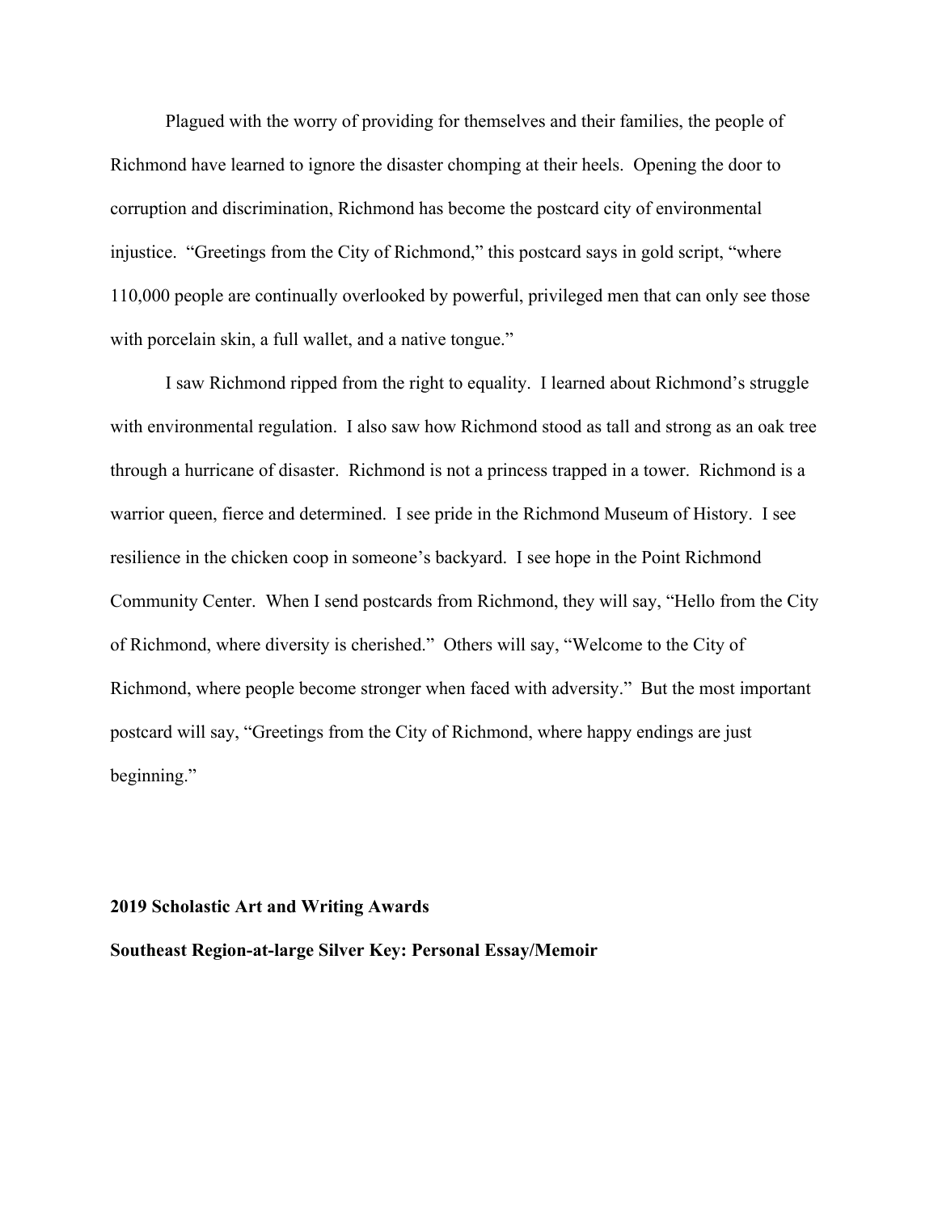Plagued with the worry of providing for themselves and their families, the people of Richmond have learned to ignore the disaster chomping at their heels. Opening the door to corruption and discrimination, Richmond has become the postcard city of environmental injustice. "Greetings from the City of Richmond," this postcard says in gold script, "where 110,000 people are continually overlooked by powerful, privileged men that can only see those with porcelain skin, a full wallet, and a native tongue."

I saw Richmond ripped from the right to equality. I learned about Richmond's struggle with environmental regulation. I also saw how Richmond stood as tall and strong as an oak tree through a hurricane of disaster. Richmond is not a princess trapped in a tower. Richmond is a warrior queen, fierce and determined. I see pride in the Richmond Museum of History. I see resilience in the chicken coop in someone's backyard. I see hope in the Point Richmond Community Center. When I send postcards from Richmond, they will say, "Hello from the City of Richmond, where diversity is cherished." Others will say, "Welcome to the City of Richmond, where people become stronger when faced with adversity." But the most important postcard will say, "Greetings from the City of Richmond, where happy endings are just beginning."

**2019 Scholastic Art and Writing Awards**

**Southeast Region-at-large Silver Key: Personal Essay/Memoir**